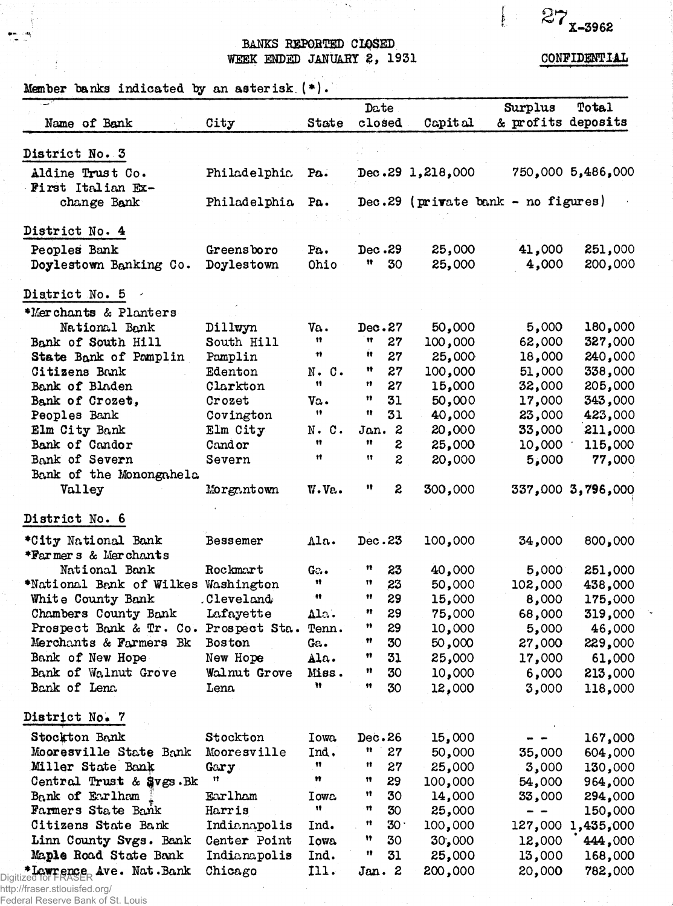27 X-3962

# BANKS REPORTED CLOSED
## WEEK ENDED JANUARY 2, 1931

CONFIDENTIAL

Member banks indicated by an asterisk (*).

| Name of Bank | City | State | Date closed | Capital | Surplus & profits | Total deposits |
|---|---|---|---|---|---|---|
| **District No. 3** | | | | | | |
| Aldine Trust Co. | Philadelphia | Pa. | Dec.29 | 1,218,000 | 750,000 | 5,486,000 |
| First Italian Exchange Bank | Philadelphia | Pa. | Dec.29 | (private bank - no figures) | | |
| **District No. 4** | | | | | | |
| Peoples Bank | Greensboro | Pa. | Dec.29 | 25,000 | 41,000 | 251,000 |
| Doylestown Banking Co. | Doylestown | Ohio | " 30 | 25,000 | 4,000 | 200,000 |
| **District No. 5** | | | | | | |
| *Merchants & Planters National Bank | Dillwyn | Va. | Dec.27 | 50,000 | 5,000 | 180,000 |
| Bank of South Hill | South Hill | " | " 27 | 100,000 | 62,000 | 327,000 |
| State Bank of Pamplin | Pamplin | " | " 27 | 25,000 | 18,000 | 240,000 |
| Citizens Bank | Edenton | N. C. | " 27 | 100,000 | 51,000 | 338,000 |
| Bank of Bladen | Clarkton | " | " 27 | 15,000 | 32,000 | 205,000 |
| Bank of Crozet, | Crozet | Va. | " 31 | 50,000 | 17,000 | 343,000 |
| Peoples Bank | Covington | " | " 31 | 40,000 | 23,000 | 423,000 |
| Elm City Bank | Elm City | N. C. | Jan. 2 | 20,000 | 33,000 | 211,000 |
| Bank of Candor | Candor | " | " 2 | 25,000 | 10,000 | 115,000 |
| Bank of Severn | Severn | " | " 2 | 20,000 | 5,000 | 77,000 |
| Bank of the Monongahela Valley | Morgantown | W.Va. | " 2 | 300,000 | 337,000 | 3,796,000 |
| **District No. 6** | | | | | | |
| *City National Bank | Bessemer | Ala. | Dec.23 | 100,000 | 34,000 | 800,000 |
| *Farmers & Merchants National Bank | Rockmart | Ga. | " 23 | 40,000 | 5,000 | 251,000 |
| *National Bank of Wilkes | Washington | " | " 23 | 50,000 | 102,000 | 438,000 |
| White County Bank | Cleveland | " | " 29 | 15,000 | 8,000 | 175,000 |
| Chambers County Bank | Lafayette | Ala. | " 29 | 75,000 | 68,000 | 319,000 |
| Prospect Bank & Tr. Co. | Prospect Sta. | Tenn. | " 29 | 10,000 | 5,000 | 46,000 |
| Merchants & Farmers Bk | Boston | Ga. | " 30 | 50,000 | 27,000 | 229,000 |
| Bank of New Hope | New Hope | Ala. | " 31 | 25,000 | 17,000 | 61,000 |
| Bank of Walnut Grove | Walnut Grove | Miss. | " 30 | 10,000 | 6,000 | 213,000 |
| Bank of Lena | Lena | " | " 30 | 12,000 | 3,000 | 118,000 |
| **District No. 7** | | | | | | |
| Stockton Bank | Stockton | Iowa | Dec.26 | 15,000 | - - | 167,000 |
| Mooresville State Bank | Mooresville | Ind. | " 27 | 50,000 | 35,000 | 604,000 |
| Miller State Bank | Gary | " | " 27 | 25,000 | 3,000 | 130,000 |
| Central Trust & Svgs.Bk | " | " | " 29 | 100,000 | 54,000 | 964,000 |
| Bank of Earlham | Earlham | Iowa | " 30 | 14,000 | 33,000 | 294,000 |
| Farmers State Bank | Harris | " | " 30 | 25,000 | - - | 150,000 |
| Citizens State Bank | Indianapolis | Ind. | " 30 | 100,000 | 127,000 | 1,435,000 |
| Linn County Svgs. Bank | Center Point | Iowa | " 30 | 30,000 | 12,000 | 444,000 |
| Maple Road State Bank | Indianapolis | Ind. | " 31 | 25,000 | 13,000 | 168,000 |
| *Lawrence Ave. Nat.Bank | Chicago | Ill. | Jan. 2 | 200,000 | 20,000 | 782,000 |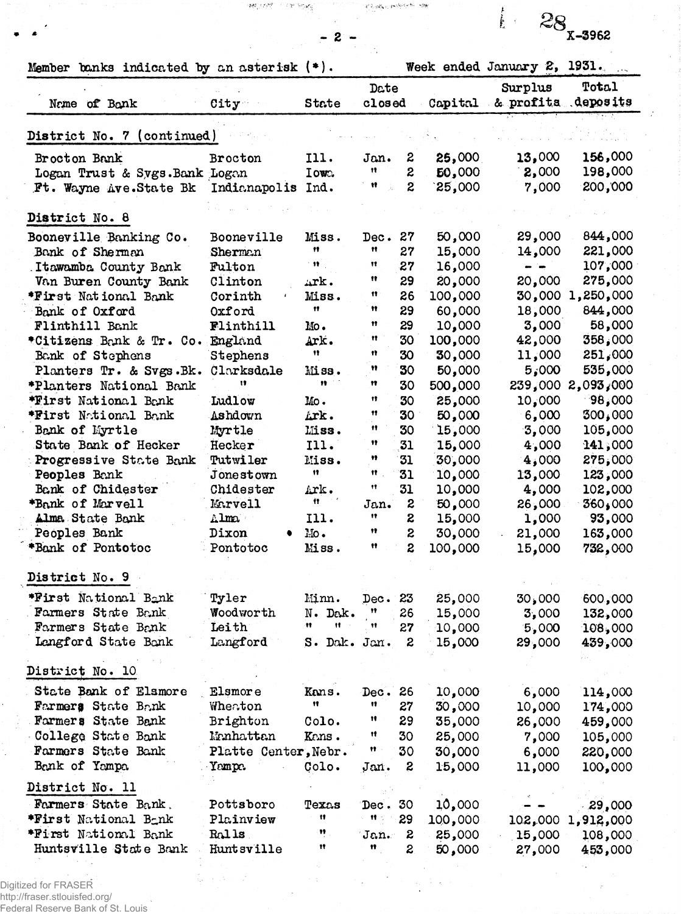Member banks indicated by an asterisk (*).  Week ended January 2, 1931.

| Name of Bank | City | State | Date closed | Capital | Surplus & profits | Total deposits |
|---|---|---|---|---|---|---|
| **District No. 7 (continued)** | | | | | | |
| Brocton Bank | Brocton | Ill. | Jan. 2 | 25,000 | 13,000 | 156,000 |
| Logan Trust & Svgs.Bank | Logan | Iowa | " 2 | 50,000 | 2,000 | 198,000 |
| Ft. Wayne Ave.State Bk | Indianapolis | Ind. | " 2 | 25,000 | 7,000 | 200,000 |
| **District No. 8** | | | | | | |
| Booneville Banking Co. | Booneville | Miss. | Dec. 27 | 50,000 | 29,000 | 844,000 |
| Bank of Sherman | Sherman | " | " 27 | 15,000 | 14,000 | 221,000 |
| Itawamba County Bank | Fulton | " | " 27 | 16,000 | - - | 107,000 |
| Van Buren County Bank | Clinton | Ark. | " 29 | 20,000 | 20,000 | 275,000 |
| *First National Bank | Corinth | Miss. | " 26 | 100,000 | 30,000 | 1,250,000 |
| Bank of Oxford | Oxford | " | " 29 | 60,000 | 18,000 | 844,000 |
| Flinthill Bank | Flinthill | Mo. | " 29 | 10,000 | 3,000 | 58,000 |
| *Citizens Bank & Tr. Co. | England | Ark. | " 30 | 100,000 | 42,000 | 358,000 |
| Bank of Stephens | Stephens | " | " 30 | 30,000 | 11,000 | 251,000 |
| Planters Tr. & Svgs.Bk. | Clarksdale | Miss. | " 30 | 50,000 | 5,000 | 535,000 |
| *Planters National Bank | " | " | " 30 | 500,000 | 239,000 | 2,093,000 |
| *First National Bank | Ludlow | Mo. | " 30 | 25,000 | 10,000 | 98,000 |
| *First National Bank | Ashdown | Ark. | " 30 | 50,000 | 6,000 | 300,000 |
| Bank of Myrtle | Myrtle | Miss. | " 30 | 15,000 | 3,000 | 105,000 |
| State Bank of Hecker | Hecker | Ill. | " 31 | 15,000 | 4,000 | 141,000 |
| Progressive State Bank | Tutwiler | Miss. | " 31 | 30,000 | 4,000 | 275,000 |
| Peoples Bank | Jonestown | " | " 31 | 10,000 | 13,000 | 123,000 |
| Bank of Chidester | Chidester | Ark. | " 31 | 10,000 | 4,000 | 102,000 |
| *Bank of Marvell | Marvell | " | Jan. 2 | 50,000 | 26,000 | 360,000 |
| Alma State Bank | Alma | Ill. | " 2 | 15,000 | 1,000 | 93,000 |
| Peoples Bank | Dixon | Mo. | " 2 | 30,000 | 21,000 | 163,000 |
| *Bank of Pontotoc | Pontotoc | Miss. | " 2 | 100,000 | 15,000 | 732,000 |
| **District No. 9** | | | | | | |
| *First National Bank | Tyler | Minn. | Dec. 23 | 25,000 | 30,000 | 600,000 |
| Farmers State Bank | Woodworth | N. Dak. | " 26 | 15,000 | 3,000 | 132,000 |
| Farmers State Bank | Leith | " " | " 27 | 10,000 | 5,000 | 108,000 |
| Langford State Bank | Langford | S. Dak. | Jan. 2 | 15,000 | 29,000 | 439,000 |
| **District No. 10** | | | | | | |
| State Bank of Elsmore | Elsmore | Kans. | Dec. 26 | 10,000 | 6,000 | 114,000 |
| Farmers State Bank | Wheaton | " | " 27 | 30,000 | 10,000 | 174,000 |
| Farmers State Bank | Brighton | Colo. | " 29 | 35,000 | 26,000 | 459,000 |
| College State Bank | Manhattan | Kans. | " 30 | 25,000 | 7,000 | 105,000 |
| Farmers State Bank | Platte Center | Nebr. | " 30 | 30,000 | 6,000 | 220,000 |
| Bank of Yampa | Yampa | Colo. | Jan. 2 | 15,000 | 11,000 | 100,000 |
| **District No. 11** | | | | | | |
| Farmers State Bank | Pottsboro | Texas | Dec. 30 | 10,000 | - - | 29,000 |
| *First National Bank | Plainview | " | " 29 | 100,000 | 102,000 | 1,912,000 |
| *First National Bank | Ralls | " | Jan. 2 | 25,000 | 15,000 | 108,000 |
| Huntsville State Bank | Huntsville | " | " 2 | 50,000 | 27,000 | 453,000 |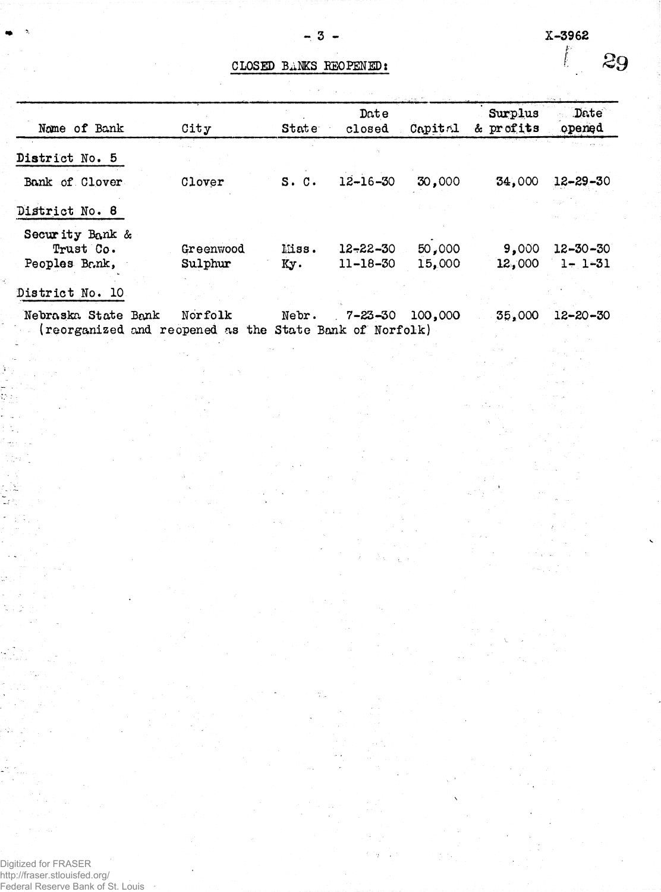X-3962

## CLOSED BANKS REOPENED:

| Name of Bank | City | State | Date closed | Capital | Surplus & profits | Date opened |
|---|---|---|---|---|---|---|
| **District No. 5** | | | | | | |
| Bank of Clover | Clover | S. C. | 12-16-30 | 30,000 | 34,000 | 12-29-30 |
| **District No. 8** | | | | | | |
| Security Bank & Trust Co. | Greenwood | Miss. | 12-22-30 | 50,000 | 9,000 | 12-30-30 |
| Peoples Bank, | Sulphur | Ky. | 11-18-30 | 15,000 | 12,000 | 1-1-31 |
| **District No. 10** | | | | | | |
| Nebraska State Bank (reorganized and reopened as the State Bank of Norfolk) | Norfolk | Nebr. | 7-23-30 | 100,000 | 35,000 | 12-20-30 |